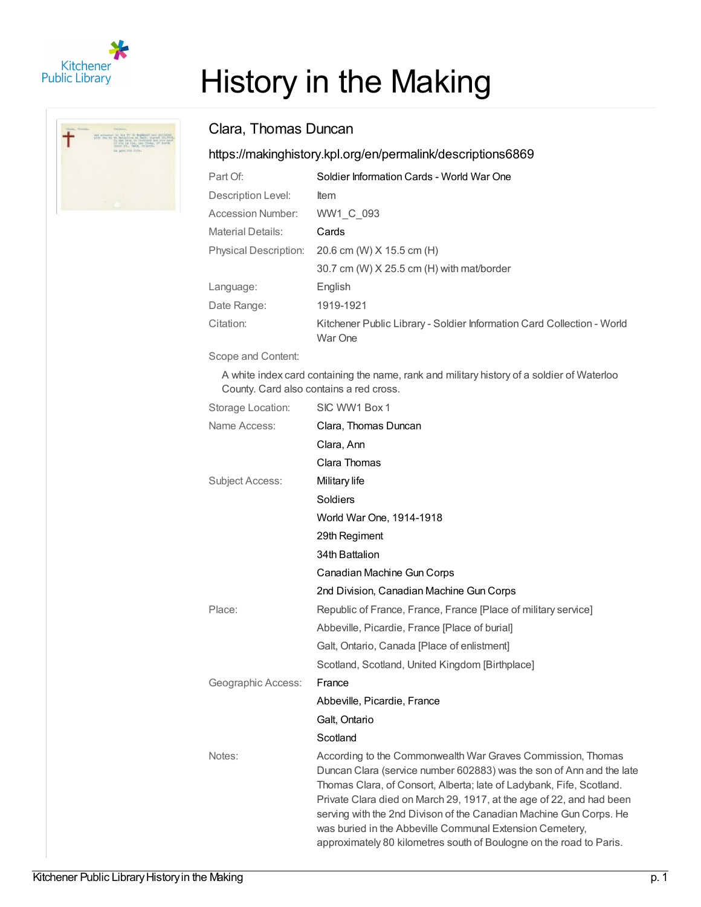# History in the Making

## Clara, Thomas Duncan

https://makinghistory.kpl.org/en/permalink/descriptions6869

| | |
|---|---|
| Part Of: | Soldier Information Cards - World War One |
| Description Level: | Item |
| Accession Number: | WW1_C_093 |
| Material Details: | Cards |
| Physical Description: | 20.6 cm (W) X 15.5 cm (H) |
| | 30.7 cm (W) X 25.5 cm (H) with mat/border |
| Language: | English |
| Date Range: | 1919-1921 |
| Citation: | Kitchener Public Library - Soldier Information Card Collection - World War One |

Scope and Content:

A white index card containing the name, rank and military history of a soldier of Waterloo County. Card also contains a red cross.

| | |
|---|---|
| Storage Location: | SIC WW1 Box 1 |
| Name Access: | Clara, Thomas Duncan |
| | Clara, Ann |
| | Clara Thomas |
| Subject Access: | Military life |
| | Soldiers |
| | World War One, 1914-1918 |
| | 29th Regiment |
| | 34th Battalion |
| | Canadian Machine Gun Corps |
| | 2nd Division, Canadian Machine Gun Corps |
| Place: | Republic of France, France, France [Place of military service] |
| | Abbeville, Picardie, France [Place of burial] |
| | Galt, Ontario, Canada [Place of enlistment] |
| | Scotland, Scotland, United Kingdom [Birthplace] |
| Geographic Access: | France |
| | Abbeville, Picardie, France |
| | Galt, Ontario |
| | Scotland |
| Notes: | According to the Commonwealth War Graves Commission, Thomas Duncan Clara (service number 602883) was the son of Ann and the late Thomas Clara, of Consort, Alberta; late of Ladybank, Fife, Scotland. Private Clara died on March 29, 1917, at the age of 22, and had been serving with the 2nd Divison of the Canadian Machine Gun Corps. He was buried in the Abbeville Communal Extension Cemetery, approximately 80 kilometres south of Boulogne on the road to Paris. |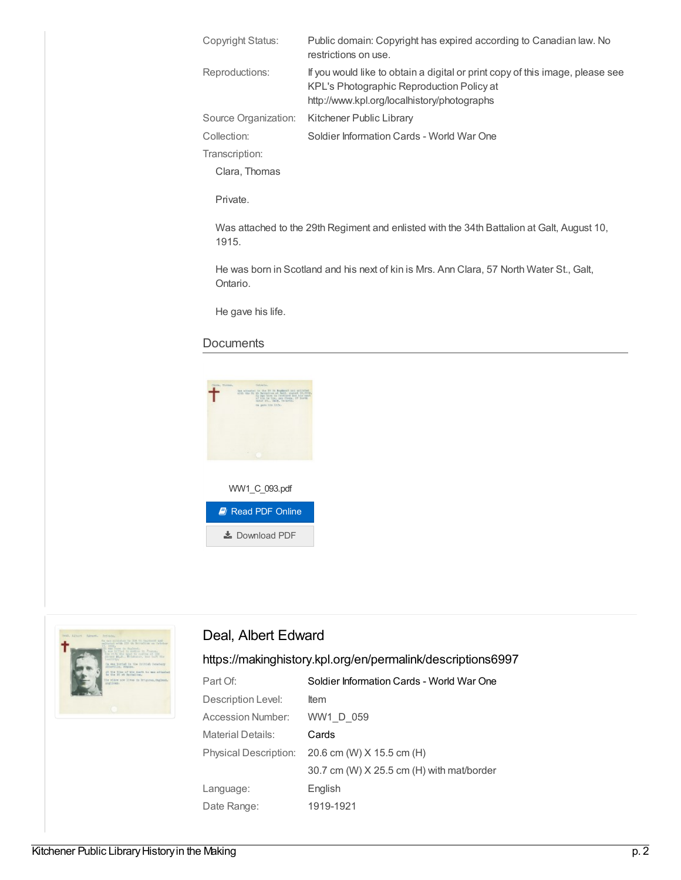| | |
|---|---|
| Copyright Status: | Public domain: Copyright has expired according to Canadian law. No restrictions on use. |
| Reproductions: | If you would like to obtain a digital or print copy of this image, please see KPL's Photographic Reproduction Policy at http://www.kpl.org/localhistory/photographs |
| Source Organization: | Kitchener Public Library |
| Collection: | Soldier Information Cards - World War One |

Transcription:

Clara, Thomas

Private.

Was attached to the 29th Regiment and enlisted with the 34th Battalion at Galt, August 10, 1915.

He was born in Scotland and his next of kin is Mrs. Ann Clara, 57 North Water St., Galt, Ontario.

He gave his life.

## Documents

WW1_C_093.pdf

Read PDF Online

Download PDF

## Deal, Albert Edward

https://makinghistory.kpl.org/en/permalink/descriptions6997

| | |
|---|---|
| Part Of: | Soldier Information Cards - World War One |
| Description Level: | Item |
| Accession Number: | WW1_D_059 |
| Material Details: | Cards |
| Physical Description: | 20.6 cm (W) X 15.5 cm (H) |
| | 30.7 cm (W) X 25.5 cm (H) with mat/border |
| Language: | English |
| Date Range: | 1919-1921 |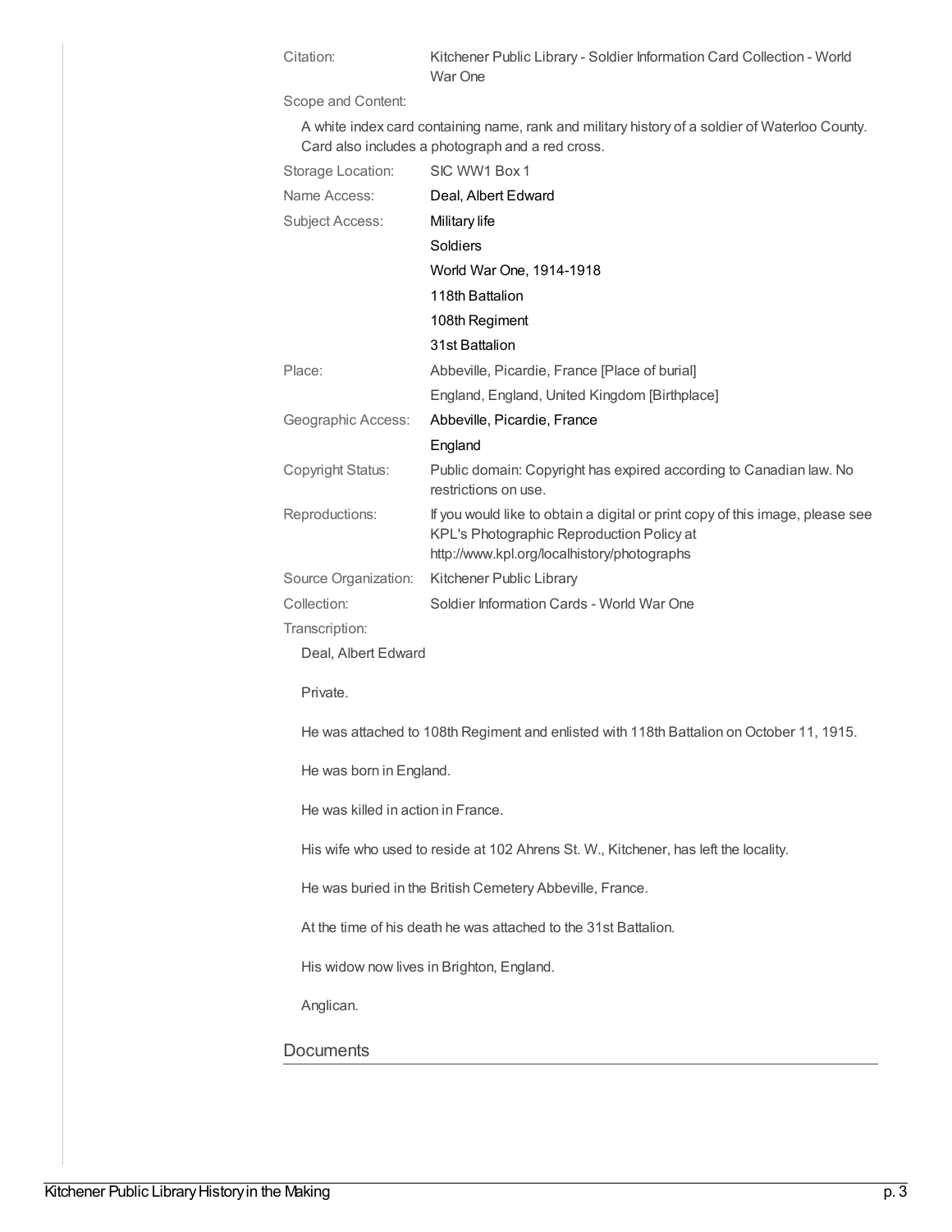| | |
|---|---|
| Citation: | Kitchener Public Library - Soldier Information Card Collection - World War One |

Scope and Content:

A white index card containing name, rank and military history of a soldier of Waterloo County. Card also includes a photograph and a red cross.

| | |
|---|---|
| Storage Location: | SIC WW1 Box 1 |
| Name Access: | Deal, Albert Edward |
| Subject Access: | Military life |
| | Soldiers |
| | World War One, 1914-1918 |
| | 118th Battalion |
| | 108th Regiment |
| | 31st Battalion |
| Place: | Abbeville, Picardie, France [Place of burial] |
| | England, England, United Kingdom [Birthplace] |
| Geographic Access: | Abbeville, Picardie, France |
| | England |
| Copyright Status: | Public domain: Copyright has expired according to Canadian law. No restrictions on use. |
| Reproductions: | If you would like to obtain a digital or print copy of this image, please see KPL's Photographic Reproduction Policy at http://www.kpl.org/localhistory/photographs |
| Source Organization: | Kitchener Public Library |
| Collection: | Soldier Information Cards - World War One |

Transcription:

Deal, Albert Edward

Private.

He was attached to 108th Regiment and enlisted with 118th Battalion on October 11, 1915.

He was born in England.

He was killed in action in France.

His wife who used to reside at 102 Ahrens St. W., Kitchener, has left the locality.

He was buried in the British Cemetery Abbeville, France.

At the time of his death he was attached to the 31st Battalion.

His widow now lives in Brighton, England.

Anglican.

## Documents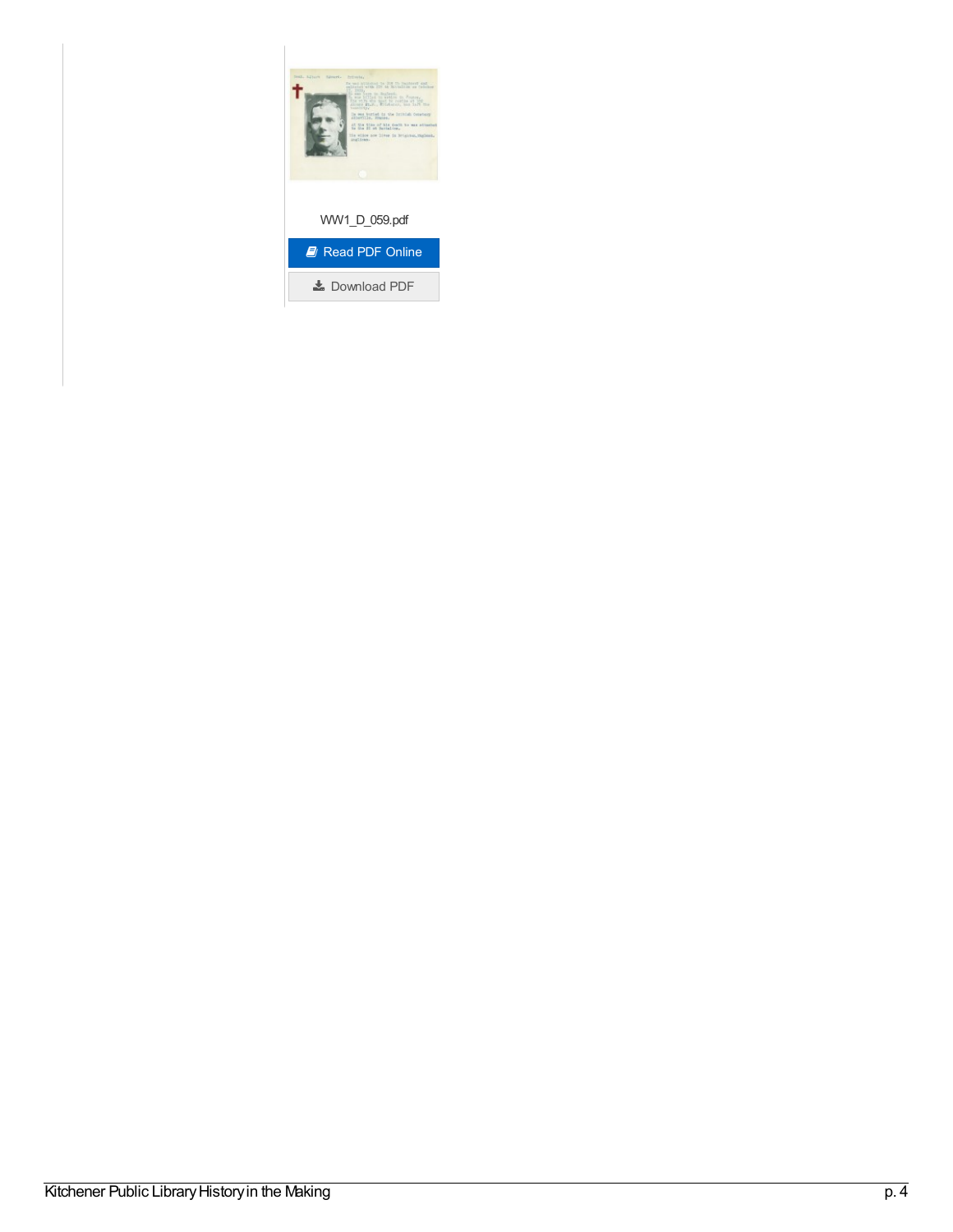WW1_D_059.pdf

Read PDF Online

Download PDF